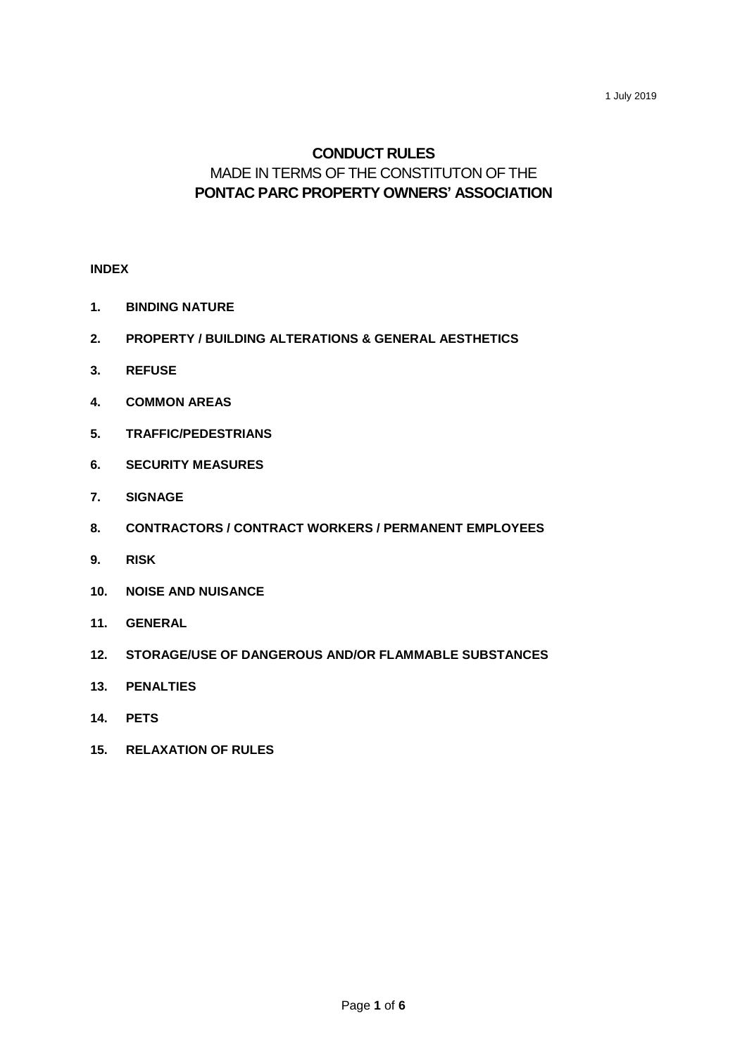1 July 2019

# CONDUCT RULES

MADE IN TERMS OF THE CONSTITUTON OF THE

**PONTAC PARC PROPERTY OWNERS' ASSOCIATION**

**INDEX**

1. **BINDING NATURE**
2. **PROPERTY / BUILDING ALTERATIONS & GENERAL AESTHETICS**
3. **REFUSE**
4. **COMMON AREAS**
5. **TRAFFIC/PEDESTRIANS**
6. **SECURITY MEASURES**
7. **SIGNAGE**
8. **CONTRACTORS / CONTRACT WORKERS / PERMANENT EMPLOYEES**
9. **RISK**
10. **NOISE AND NUISANCE**
11. **GENERAL**
12. **STORAGE/USE OF DANGEROUS AND/OR FLAMMABLE SUBSTANCES**
13. **PENALTIES**
14. **PETS**
15. **RELAXATION OF RULES**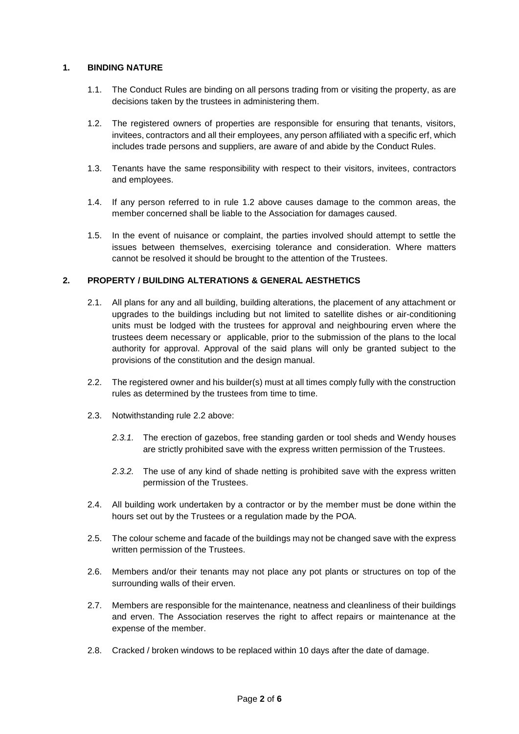## 1. BINDING NATURE

1.1. The Conduct Rules are binding on all persons trading from or visiting the property, as are decisions taken by the trustees in administering them.

1.2. The registered owners of properties are responsible for ensuring that tenants, visitors, invitees, contractors and all their employees, any person affiliated with a specific erf, which includes trade persons and suppliers, are aware of and abide by the Conduct Rules.

1.3. Tenants have the same responsibility with respect to their visitors, invitees, contractors and employees.

1.4. If any person referred to in rule 1.2 above causes damage to the common areas, the member concerned shall be liable to the Association for damages caused.

1.5. In the event of nuisance or complaint, the parties involved should attempt to settle the issues between themselves, exercising tolerance and consideration. Where matters cannot be resolved it should be brought to the attention of the Trustees.

## 2. PROPERTY / BUILDING ALTERATIONS & GENERAL AESTHETICS

2.1. All plans for any and all building, building alterations, the placement of any attachment or upgrades to the buildings including but not limited to satellite dishes or air-conditioning units must be lodged with the trustees for approval and neighbouring erven where the trustees deem necessary or applicable, prior to the submission of the plans to the local authority for approval. Approval of the said plans will only be granted subject to the provisions of the constitution and the design manual.

2.2. The registered owner and his builder(s) must at all times comply fully with the construction rules as determined by the trustees from time to time.

2.3. Notwithstanding rule 2.2 above:

*2.3.1.* The erection of gazebos, free standing garden or tool sheds and Wendy houses are strictly prohibited save with the express written permission of the Trustees.

*2.3.2.* The use of any kind of shade netting is prohibited save with the express written permission of the Trustees.

2.4. All building work undertaken by a contractor or by the member must be done within the hours set out by the Trustees or a regulation made by the POA.

2.5. The colour scheme and facade of the buildings may not be changed save with the express written permission of the Trustees.

2.6. Members and/or their tenants may not place any pot plants or structures on top of the surrounding walls of their erven.

2.7. Members are responsible for the maintenance, neatness and cleanliness of their buildings and erven. The Association reserves the right to affect repairs or maintenance at the expense of the member.

2.8. Cracked / broken windows to be replaced within 10 days after the date of damage.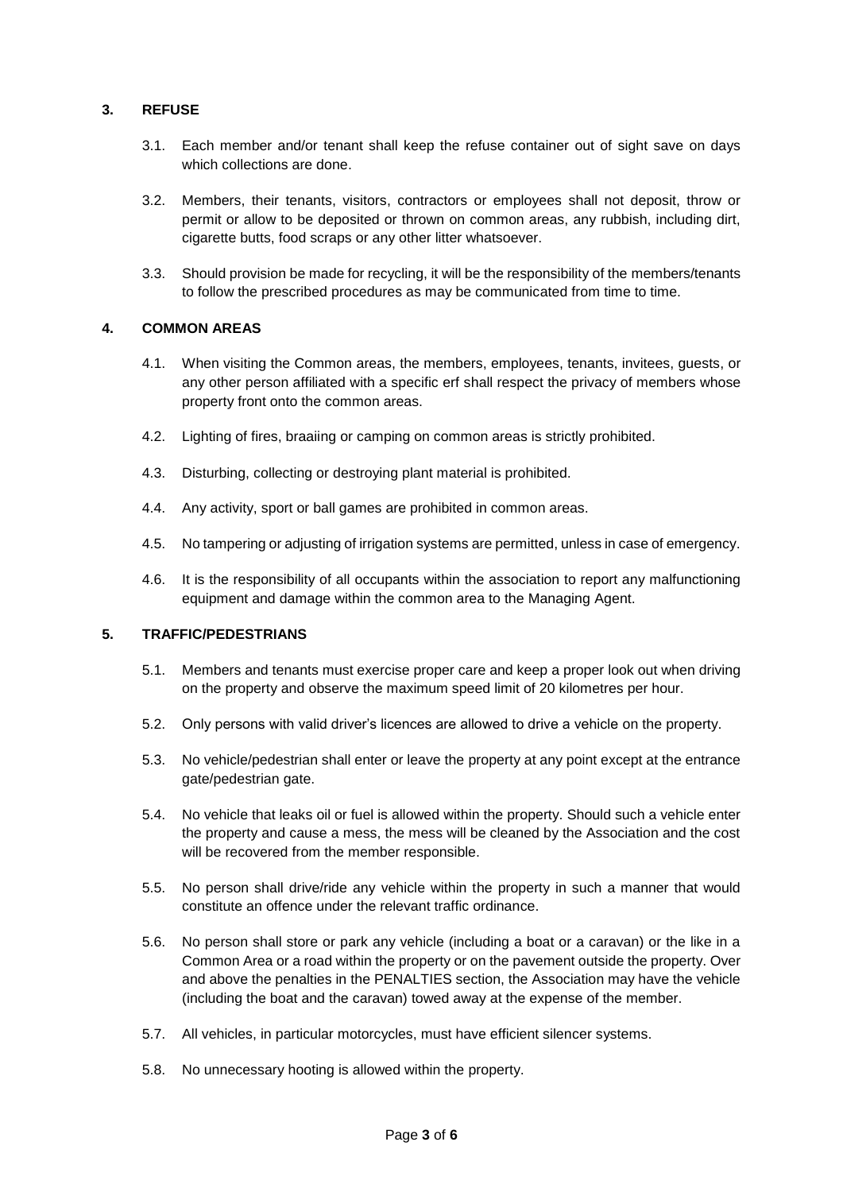## 3. REFUSE

3.1. Each member and/or tenant shall keep the refuse container out of sight save on days which collections are done.

3.2. Members, their tenants, visitors, contractors or employees shall not deposit, throw or permit or allow to be deposited or thrown on common areas, any rubbish, including dirt, cigarette butts, food scraps or any other litter whatsoever.

3.3. Should provision be made for recycling, it will be the responsibility of the members/tenants to follow the prescribed procedures as may be communicated from time to time.

## 4. COMMON AREAS

4.1. When visiting the Common areas, the members, employees, tenants, invitees, guests, or any other person affiliated with a specific erf shall respect the privacy of members whose property front onto the common areas.

4.2. Lighting of fires, braaiing or camping on common areas is strictly prohibited.

4.3. Disturbing, collecting or destroying plant material is prohibited.

4.4. Any activity, sport or ball games are prohibited in common areas.

4.5. No tampering or adjusting of irrigation systems are permitted, unless in case of emergency.

4.6. It is the responsibility of all occupants within the association to report any malfunctioning equipment and damage within the common area to the Managing Agent.

## 5. TRAFFIC/PEDESTRIANS

5.1. Members and tenants must exercise proper care and keep a proper look out when driving on the property and observe the maximum speed limit of 20 kilometres per hour.

5.2. Only persons with valid driver's licences are allowed to drive a vehicle on the property.

5.3. No vehicle/pedestrian shall enter or leave the property at any point except at the entrance gate/pedestrian gate.

5.4. No vehicle that leaks oil or fuel is allowed within the property. Should such a vehicle enter the property and cause a mess, the mess will be cleaned by the Association and the cost will be recovered from the member responsible.

5.5. No person shall drive/ride any vehicle within the property in such a manner that would constitute an offence under the relevant traffic ordinance.

5.6. No person shall store or park any vehicle (including a boat or a caravan) or the like in a Common Area or a road within the property or on the pavement outside the property. Over and above the penalties in the PENALTIES section, the Association may have the vehicle (including the boat and the caravan) towed away at the expense of the member.

5.7. All vehicles, in particular motorcycles, must have efficient silencer systems.

5.8. No unnecessary hooting is allowed within the property.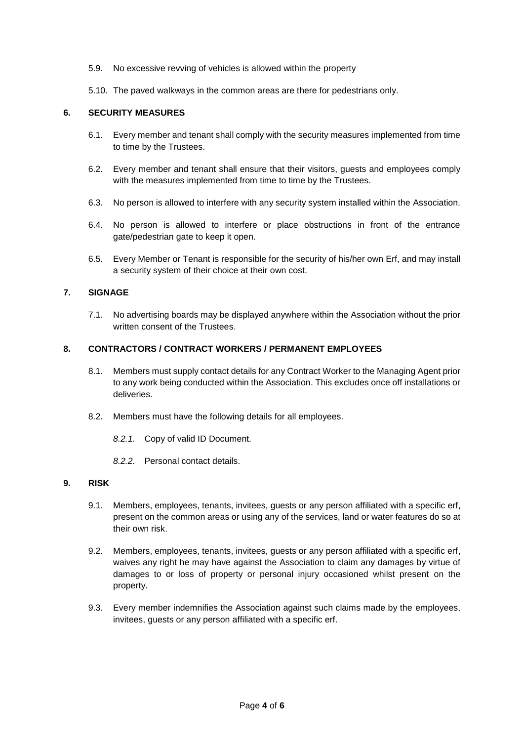5.9. No excessive revving of vehicles is allowed within the property

5.10. The paved walkways in the common areas are there for pedestrians only.

## 6. SECURITY MEASURES

6.1. Every member and tenant shall comply with the security measures implemented from time to time by the Trustees.

6.2. Every member and tenant shall ensure that their visitors, guests and employees comply with the measures implemented from time to time by the Trustees.

6.3. No person is allowed to interfere with any security system installed within the Association.

6.4. No person is allowed to interfere or place obstructions in front of the entrance gate/pedestrian gate to keep it open.

6.5. Every Member or Tenant is responsible for the security of his/her own Erf, and may install a security system of their choice at their own cost.

## 7. SIGNAGE

7.1. No advertising boards may be displayed anywhere within the Association without the prior written consent of the Trustees.

## 8. CONTRACTORS / CONTRACT WORKERS / PERMANENT EMPLOYEES

8.1. Members must supply contact details for any Contract Worker to the Managing Agent prior to any work being conducted within the Association. This excludes once off installations or deliveries.

8.2. Members must have the following details for all employees.

*8.2.1.* Copy of valid ID Document.

*8.2.2.* Personal contact details.

## 9. RISK

9.1. Members, employees, tenants, invitees, guests or any person affiliated with a specific erf, present on the common areas or using any of the services, land or water features do so at their own risk.

9.2. Members, employees, tenants, invitees, guests or any person affiliated with a specific erf, waives any right he may have against the Association to claim any damages by virtue of damages to or loss of property or personal injury occasioned whilst present on the property.

9.3. Every member indemnifies the Association against such claims made by the employees, invitees, guests or any person affiliated with a specific erf.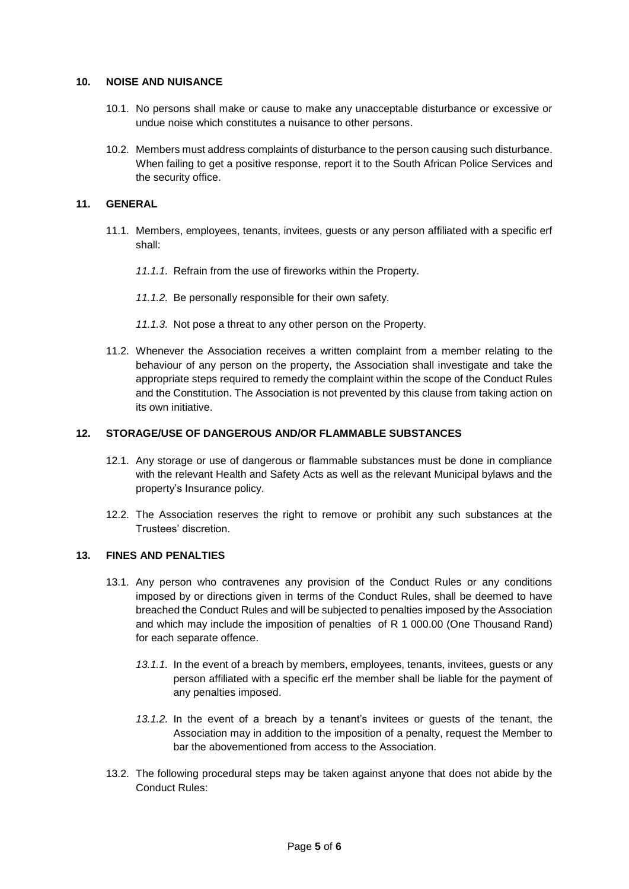## 10. NOISE AND NUISANCE

10.1. No persons shall make or cause to make any unacceptable disturbance or excessive or undue noise which constitutes a nuisance to other persons.

10.2. Members must address complaints of disturbance to the person causing such disturbance. When failing to get a positive response, report it to the South African Police Services and the security office.

## 11. GENERAL

11.1. Members, employees, tenants, invitees, guests or any person affiliated with a specific erf shall:

*11.1.1.* Refrain from the use of fireworks within the Property.

*11.1.2.* Be personally responsible for their own safety.

*11.1.3.* Not pose a threat to any other person on the Property.

11.2. Whenever the Association receives a written complaint from a member relating to the behaviour of any person on the property, the Association shall investigate and take the appropriate steps required to remedy the complaint within the scope of the Conduct Rules and the Constitution. The Association is not prevented by this clause from taking action on its own initiative.

## 12. STORAGE/USE OF DANGEROUS AND/OR FLAMMABLE SUBSTANCES

12.1. Any storage or use of dangerous or flammable substances must be done in compliance with the relevant Health and Safety Acts as well as the relevant Municipal bylaws and the property's Insurance policy.

12.2. The Association reserves the right to remove or prohibit any such substances at the Trustees' discretion.

## 13. FINES AND PENALTIES

13.1. Any person who contravenes any provision of the Conduct Rules or any conditions imposed by or directions given in terms of the Conduct Rules, shall be deemed to have breached the Conduct Rules and will be subjected to penalties imposed by the Association and which may include the imposition of penalties of R 1 000.00 (One Thousand Rand) for each separate offence.

*13.1.1.* In the event of a breach by members, employees, tenants, invitees, guests or any person affiliated with a specific erf the member shall be liable for the payment of any penalties imposed.

*13.1.2.* In the event of a breach by a tenant's invitees or guests of the tenant, the Association may in addition to the imposition of a penalty, request the Member to bar the abovementioned from access to the Association.

13.2. The following procedural steps may be taken against anyone that does not abide by the Conduct Rules: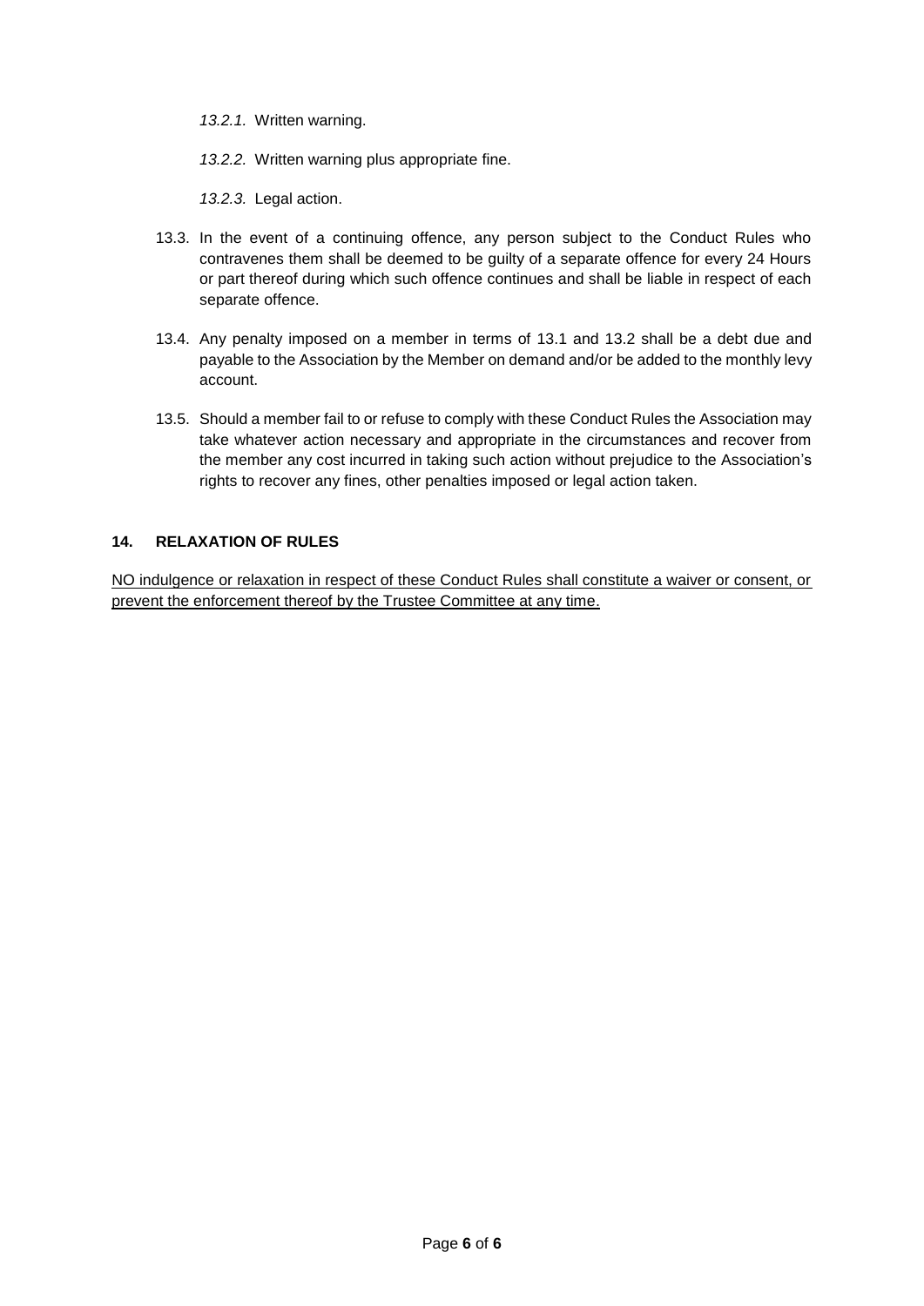*13.2.1.* Written warning.

*13.2.2.* Written warning plus appropriate fine.

*13.2.3.* Legal action.

13.3. In the event of a continuing offence, any person subject to the Conduct Rules who contravenes them shall be deemed to be guilty of a separate offence for every 24 Hours or part thereof during which such offence continues and shall be liable in respect of each separate offence.

13.4. Any penalty imposed on a member in terms of 13.1 and 13.2 shall be a debt due and payable to the Association by the Member on demand and/or be added to the monthly levy account.

13.5. Should a member fail to or refuse to comply with these Conduct Rules the Association may take whatever action necessary and appropriate in the circumstances and recover from the member any cost incurred in taking such action without prejudice to the Association's rights to recover any fines, other penalties imposed or legal action taken.

## 14. RELAXATION OF RULES

<u>NO indulgence or relaxation in respect of these Conduct Rules shall constitute a waiver or consent, or prevent the enforcement thereof by the Trustee Committee at any time.</u>